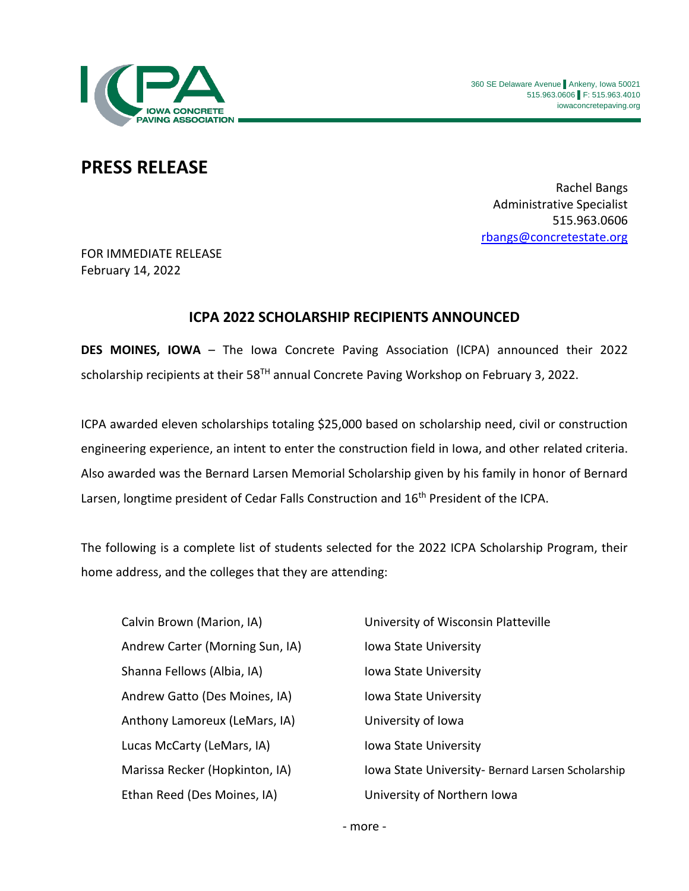IOWA CONCRETE PAVING ASSOCIATION

360 SE Delaware Avenue | Ankeny, Iowa 50021
515.963.0606 | F: 515.963.4010
iowaconcretepaving.org

# PRESS RELEASE

Rachel Bangs
Administrative Specialist
515.963.0606
rbangs@concretestate.org

FOR IMMEDIATE RELEASE
February 14, 2022

## ICPA 2022 SCHOLARSHIP RECIPIENTS ANNOUNCED

**DES MOINES, IOWA** – The Iowa Concrete Paving Association (ICPA) announced their 2022 scholarship recipients at their 58TH annual Concrete Paving Workshop on February 3, 2022.

ICPA awarded eleven scholarships totaling $25,000 based on scholarship need, civil or construction engineering experience, an intent to enter the construction field in Iowa, and other related criteria. Also awarded was the Bernard Larsen Memorial Scholarship given by his family in honor of Bernard Larsen, longtime president of Cedar Falls Construction and 16th President of the ICPA.

The following is a complete list of students selected for the 2022 ICPA Scholarship Program, their home address, and the colleges that they are attending:

| | |
|---|---|
| Calvin Brown (Marion, IA) | University of Wisconsin Platteville |
| Andrew Carter (Morning Sun, IA) | Iowa State University |
| Shanna Fellows (Albia, IA) | Iowa State University |
| Andrew Gatto (Des Moines, IA) | Iowa State University |
| Anthony Lamoreux (LeMars, IA) | University of Iowa |
| Lucas McCarty (LeMars, IA) | Iowa State University |
| Marissa Recker (Hopkinton, IA) | Iowa State University- Bernard Larsen Scholarship |
| Ethan Reed (Des Moines, IA) | University of Northern Iowa |

- more -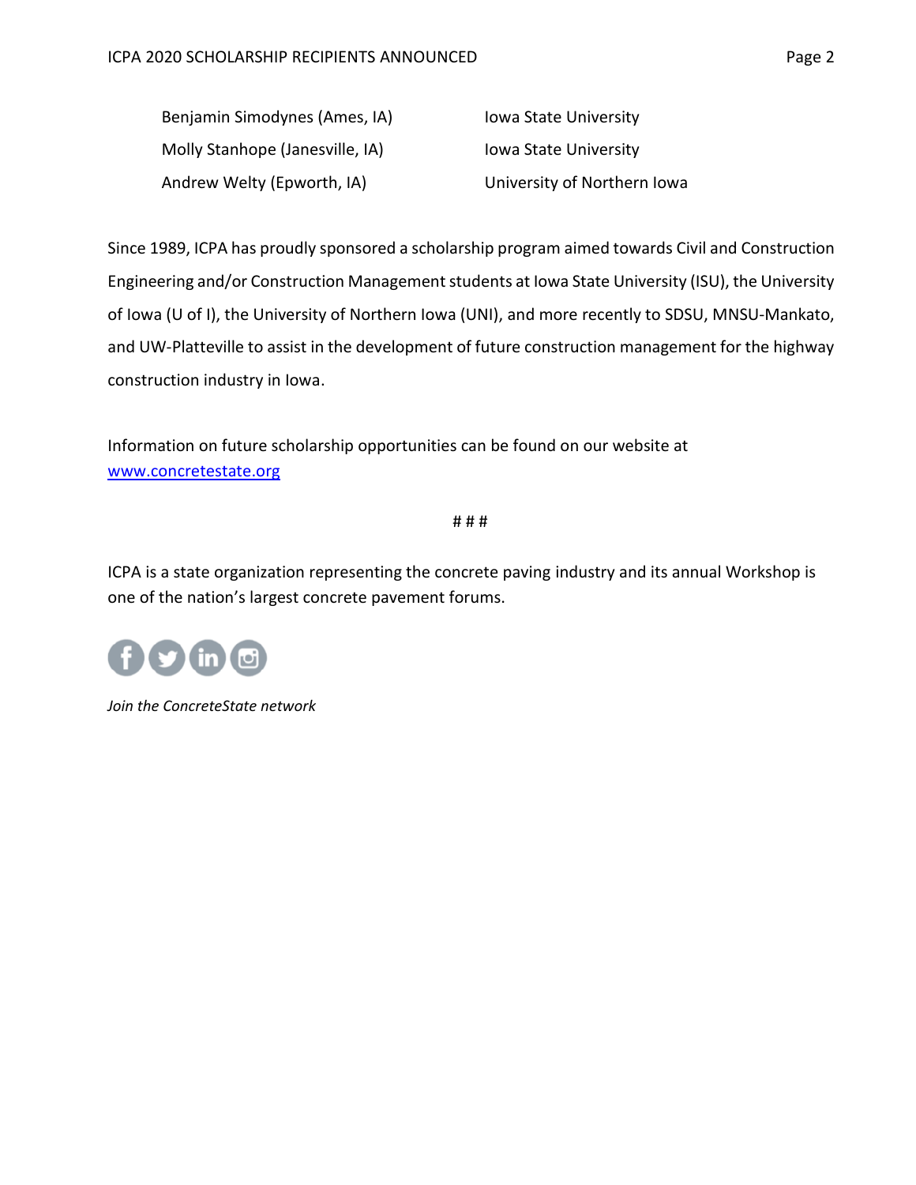| | |
|---|---|
| Benjamin Simodynes (Ames, IA) | Iowa State University |
| Molly Stanhope (Janesville, IA) | Iowa State University |
| Andrew Welty (Epworth, IA) | University of Northern Iowa |

Since 1989, ICPA has proudly sponsored a scholarship program aimed towards Civil and Construction Engineering and/or Construction Management students at Iowa State University (ISU), the University of Iowa (U of I), the University of Northern Iowa (UNI), and more recently to SDSU, MNSU-Mankato, and UW-Platteville to assist in the development of future construction management for the highway construction industry in Iowa.

Information on future scholarship opportunities can be found on our website at [www.concretestate.org](http://www.concretestate.org)

# # #

ICPA is a state organization representing the concrete paving industry and its annual Workshop is one of the nation's largest concrete pavement forums.

*Join the ConcreteState network*